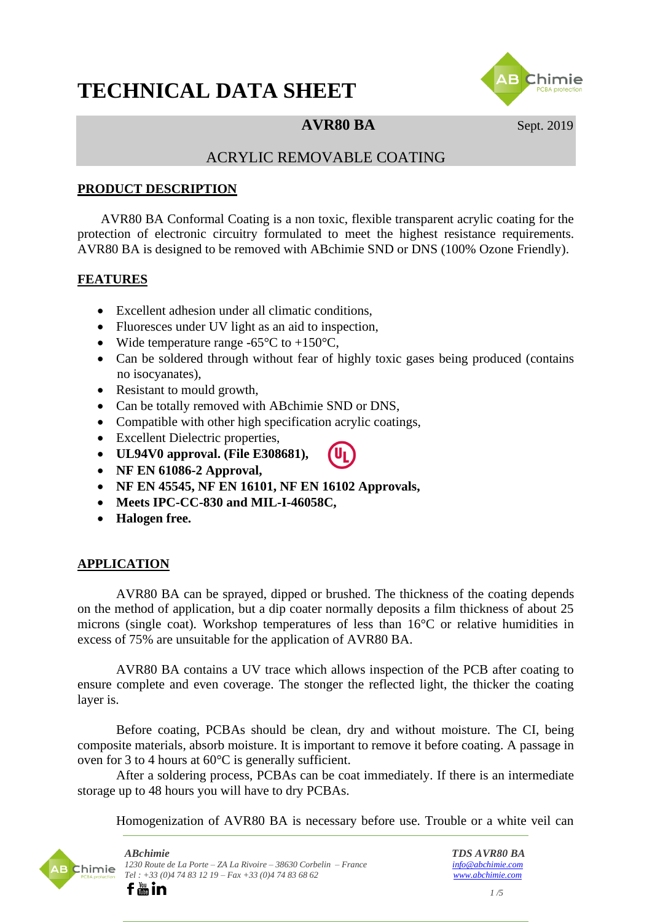# TECHNICAL DATA SHEET

**AVR80 BA** Sept. 2019

ACRYLIC REMOVABLE COATING

## PRODUCT DESCRIPTION

AVR80 BA Conformal Coating is a non toxic, flexible transparent acrylic coating for the protection of electronic circuitry formulated to meet the highest resistance requirements. AVR80 BA is designed to be removed with ABchimie SND or DNS (100% Ozone Friendly).

## FEATURES

- Excellent adhesion under all climatic conditions,
- Fluoresces under UV light as an aid to inspection,
- Wide temperature range -65°C to +150°C,
- Can be soldered through without fear of highly toxic gases being produced (contains no isocyanates),
- Resistant to mould growth,
- Can be totally removed with ABchimie SND or DNS,
- Compatible with other high specification acrylic coatings,
- Excellent Dielectric properties,
- **UL94V0 approval. (File E308681),**
- **NF EN 61086-2 Approval,**
- **NF EN 45545, NF EN 16101, NF EN 16102 Approvals,**
- **Meets IPC-CC-830 and MIL-I-46058C,**
- **Halogen free.**

## APPLICATION

AVR80 BA can be sprayed, dipped or brushed. The thickness of the coating depends on the method of application, but a dip coater normally deposits a film thickness of about 25 microns (single coat). Workshop temperatures of less than 16°C or relative humidities in excess of 75% are unsuitable for the application of AVR80 BA.

AVR80 BA contains a UV trace which allows inspection of the PCB after coating to ensure complete and even coverage. The stonger the reflected light, the thicker the coating layer is.

Before coating, PCBAs should be clean, dry and without moisture. The CI, being composite materials, absorb moisture. It is important to remove it before coating. A passage in oven for 3 to 4 hours at 60°C is generally sufficient.

After a soldering process, PCBAs can be coat immediately. If there is an intermediate storage up to 48 hours you will have to dry PCBAs.

Homogenization of AVR80 BA is necessary before use. Trouble or a white veil can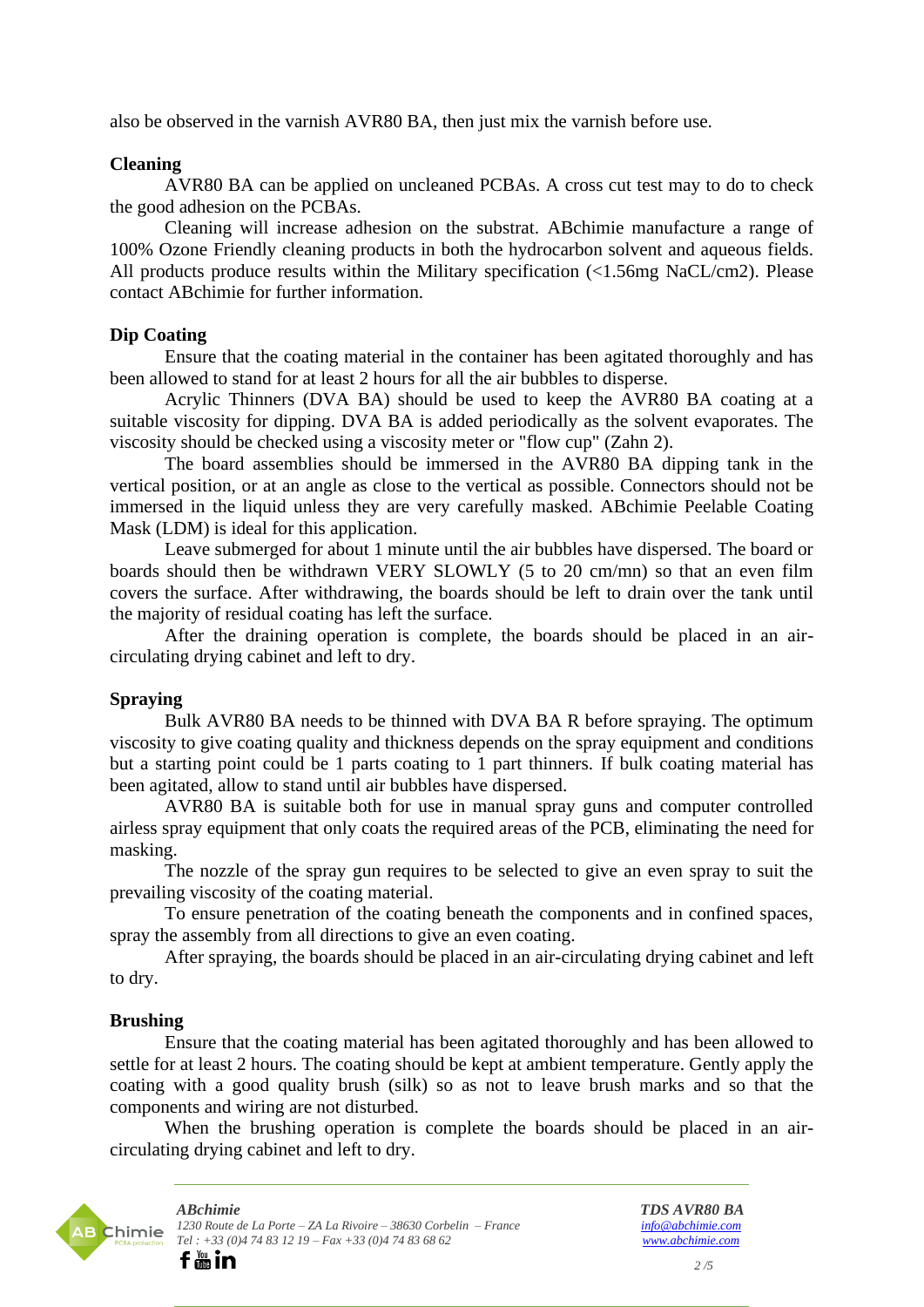also be observed in the varnish AVR80 BA, then just mix the varnish before use.

**Cleaning**

AVR80 BA can be applied on uncleaned PCBAs. A cross cut test may to do to check the good adhesion on the PCBAs.

Cleaning will increase adhesion on the substrat. ABchimie manufacture a range of 100% Ozone Friendly cleaning products in both the hydrocarbon solvent and aqueous fields. All products produce results within the Military specification (<1.56mg NaCL/cm2). Please contact ABchimie for further information.

**Dip Coating**

Ensure that the coating material in the container has been agitated thoroughly and has been allowed to stand for at least 2 hours for all the air bubbles to disperse.

Acrylic Thinners (DVA BA) should be used to keep the AVR80 BA coating at a suitable viscosity for dipping. DVA BA is added periodically as the solvent evaporates. The viscosity should be checked using a viscosity meter or "flow cup" (Zahn 2).

The board assemblies should be immersed in the AVR80 BA dipping tank in the vertical position, or at an angle as close to the vertical as possible. Connectors should not be immersed in the liquid unless they are very carefully masked. ABchimie Peelable Coating Mask (LDM) is ideal for this application.

Leave submerged for about 1 minute until the air bubbles have dispersed. The board or boards should then be withdrawn VERY SLOWLY (5 to 20 cm/mn) so that an even film covers the surface. After withdrawing, the boards should be left to drain over the tank until the majority of residual coating has left the surface.

After the draining operation is complete, the boards should be placed in an air-circulating drying cabinet and left to dry.

**Spraying**

Bulk AVR80 BA needs to be thinned with DVA BA R before spraying. The optimum viscosity to give coating quality and thickness depends on the spray equipment and conditions but a starting point could be 1 parts coating to 1 part thinners. If bulk coating material has been agitated, allow to stand until air bubbles have dispersed.

AVR80 BA is suitable both for use in manual spray guns and computer controlled airless spray equipment that only coats the required areas of the PCB, eliminating the need for masking.

The nozzle of the spray gun requires to be selected to give an even spray to suit the prevailing viscosity of the coating material.

To ensure penetration of the coating beneath the components and in confined spaces, spray the assembly from all directions to give an even coating.

After spraying, the boards should be placed in an air-circulating drying cabinet and left to dry.

**Brushing**

Ensure that the coating material has been agitated thoroughly and has been allowed to settle for at least 2 hours. The coating should be kept at ambient temperature. Gently apply the coating with a good quality brush (silk) so as not to leave brush marks and so that the components and wiring are not disturbed.

When the brushing operation is complete the boards should be placed in an air-circulating drying cabinet and left to dry.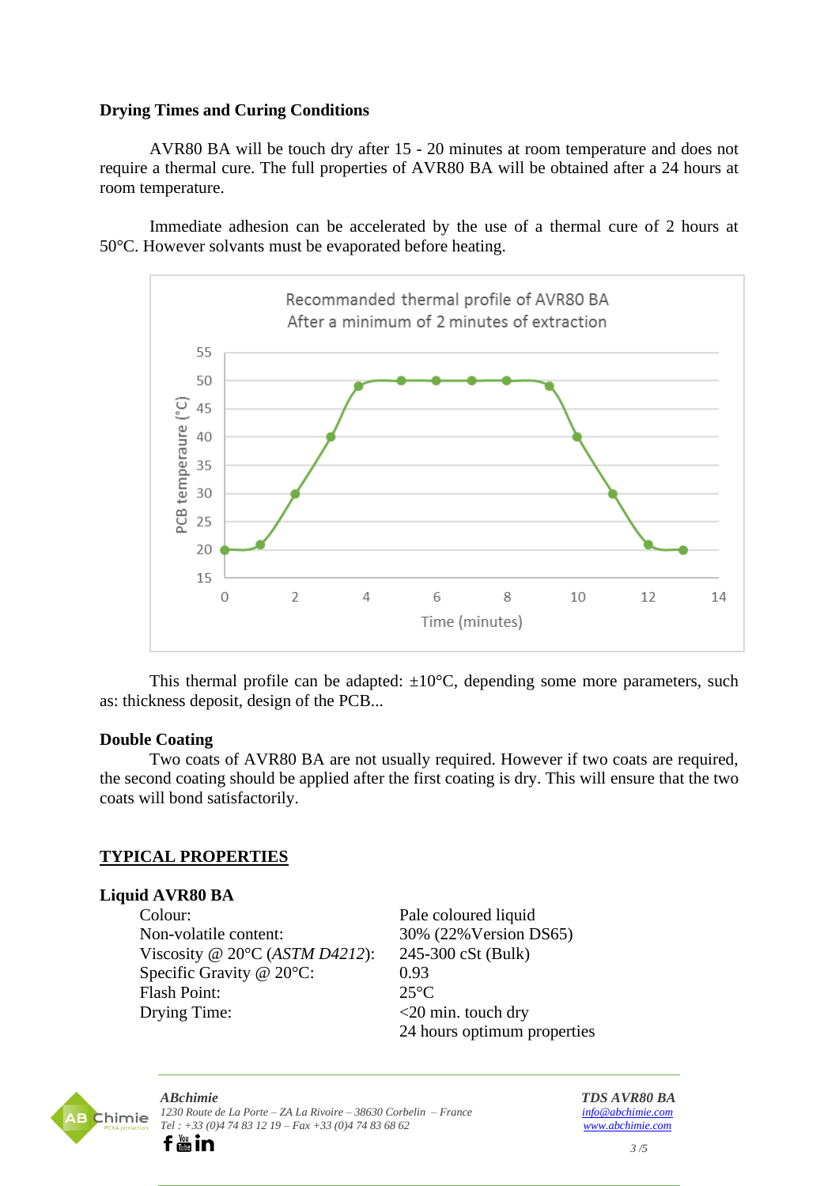**Drying Times and Curing Conditions**

AVR80 BA will be touch dry after 15 - 20 minutes at room temperature and does not require a thermal cure. The full properties of AVR80 BA will be obtained after a 24 hours at room temperature.

Immediate adhesion can be accelerated by the use of a thermal cure of 2 hours at 50°C. However solvants must be evaporated before heating.

Recommanded thermal profile of AVR80 BA
After a minimum of 2 minutes of extraction

This thermal profile can be adapted: ±10°C, depending some more parameters, such as: thickness deposit, design of the PCB...

**Double Coating**

Two coats of AVR80 BA are not usually required. However if two coats are required, the second coating should be applied after the first coating is dry. This will ensure that the two coats will bond satisfactorily.

## TYPICAL PROPERTIES

**Liquid AVR80 BA**

| | |
|---|---|
| Colour: | Pale coloured liquid |
| Non-volatile content: | 30% (22%Version DS65) |
| Viscosity @ 20°C (*ASTM D4212*): | 245-300 cSt (Bulk) |
| Specific Gravity @ 20°C: | 0.93 |
| Flash Point: | 25°C |
| Drying Time: | <20 min. touch dry<br>24 hours optimum properties |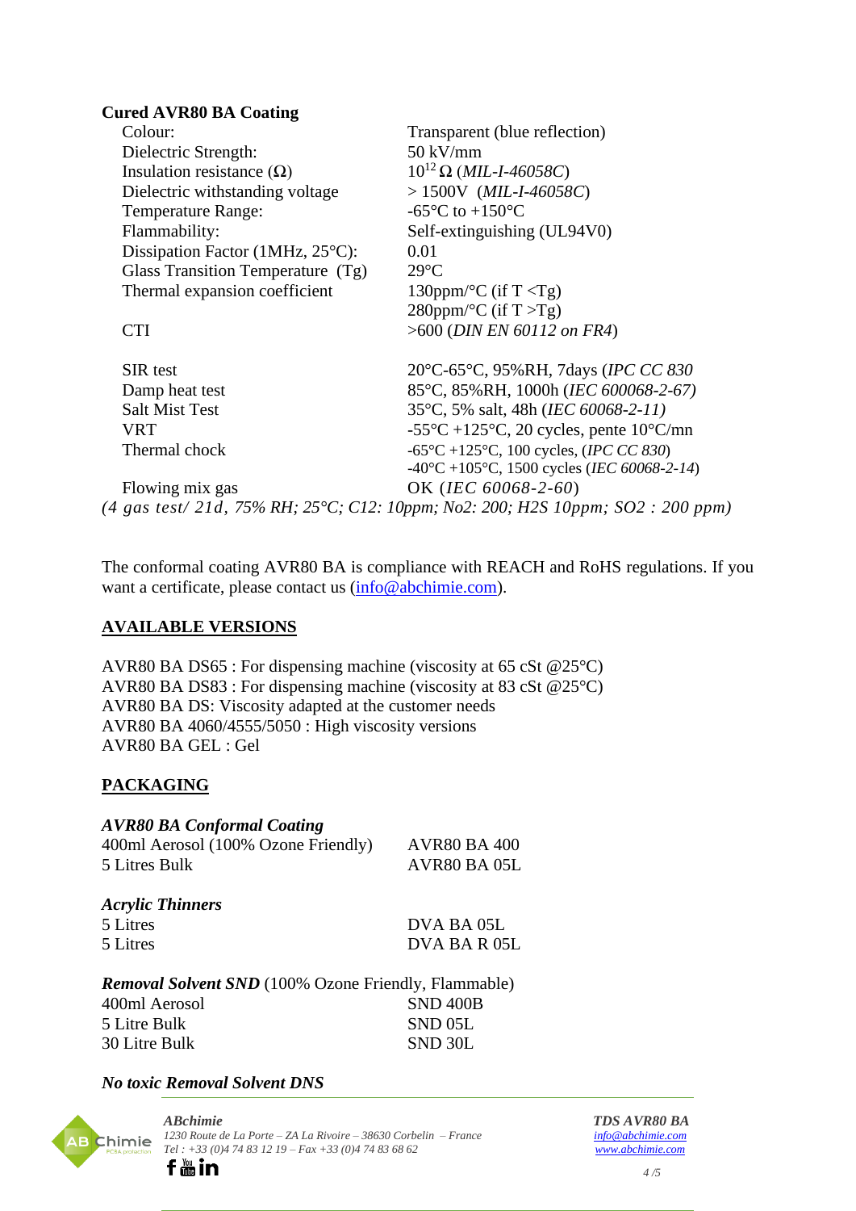**Cured AVR80 BA Coating**

| | |
|---|---|
| Colour: | Transparent (blue reflection) |
| Dielectric Strength: | 50 kV/mm |
| Insulation resistance (Ω) | $10^{12}$ Ω (*MIL-I-46058C*) |
| Dielectric withstanding voltage | > 1500V (*MIL-I-46058C*) |
| Temperature Range: | -65°C to +150°C |
| Flammability: | Self-extinguishing (UL94V0) |
| Dissipation Factor (1MHz, 25°C): | 0.01 |
| Glass Transition Temperature (Tg) | 29°C |
| Thermal expansion coefficient | 130ppm/°C (if T <Tg)<br>280ppm/°C (if T >Tg) |
| CTI | >600 (*DIN EN 60112 on FR4*) |
| SIR test | 20°C-65°C, 95%RH, 7days (*IPC CC 830* |
| Damp heat test | 85°C, 85%RH, 1000h (*IEC 600068-2-67)* |
| Salt Mist Test | 35°C, 5% salt, 48h (*IEC 60068-2-11)* |
| VRT | -55°C +125°C, 20 cycles, pente 10°C/mn |
| Thermal chock | -65°C +125°C, 100 cycles, (*IPC CC 830*)<br>-40°C +105°C, 1500 cycles (*IEC 60068-2-14*) |
| Flowing mix gas | OK (*IEC 60068-2-60*) |

*(4 gas test/ 21d, 75% RH; 25°C; C12: 10ppm; No2: 200; H2S 10ppm; SO2 : 200 ppm)*

The conformal coating AVR80 BA is compliance with REACH and RoHS regulations. If you want a certificate, please contact us (info@abchimie.com).

## AVAILABLE VERSIONS

AVR80 BA DS65 : For dispensing machine (viscosity at 65 cSt @25°C)
AVR80 BA DS83 : For dispensing machine (viscosity at 83 cSt @25°C)
AVR80 BA DS: Viscosity adapted at the customer needs
AVR80 BA 4060/4555/5050 : High viscosity versions
AVR80 BA GEL : Gel

## PACKAGING

***AVR80 BA Conformal Coating***

| | |
|---|---|
| 400ml Aerosol (100% Ozone Friendly) | AVR80 BA 400 |
| 5 Litres Bulk | AVR80 BA 05L |

***Acrylic Thinners***

| | |
|---|---|
| 5 Litres | DVA BA 05L |
| 5 Litres | DVA BA R 05L |

***Removal Solvent SND*** (100% Ozone Friendly, Flammable)

| | |
|---|---|
| 400ml Aerosol | SND 400B |
| 5 Litre Bulk | SND 05L |
| 30 Litre Bulk | SND 30L |

***No toxic Removal Solvent DNS***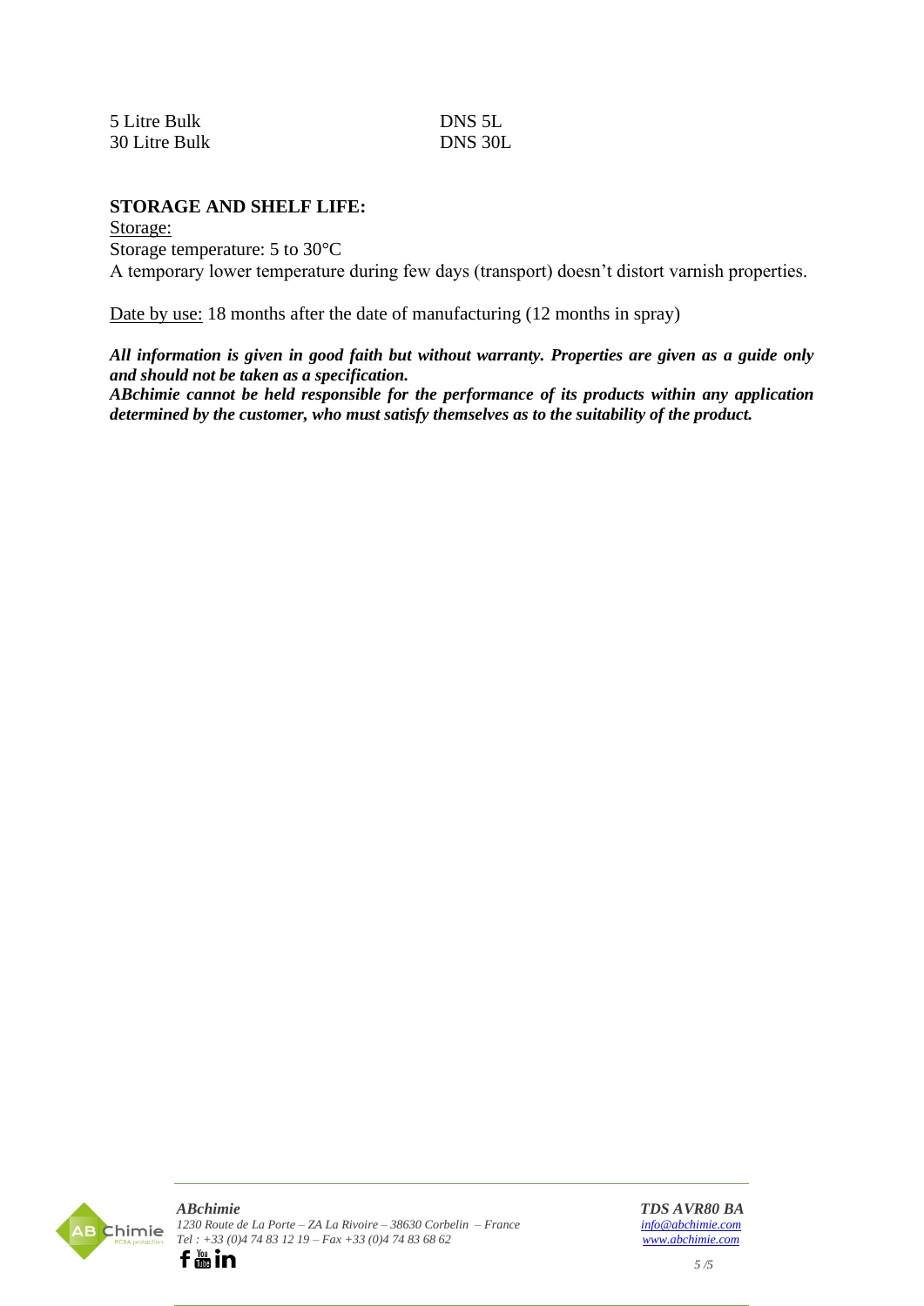| | |
|---|---|
| 5 Litre Bulk | DNS 5L |
| 30 Litre Bulk | DNS 30L |

**STORAGE AND SHELF LIFE:**

Storage:

Storage temperature: 5 to 30°C

A temporary lower temperature during few days (transport) doesn't distort varnish properties.

Date by use: 18 months after the date of manufacturing (12 months in spray)

***All information is given in good faith but without warranty. Properties are given as a guide only and should not be taken as a specification.***

***ABchimie cannot be held responsible for the performance of its products within any application determined by the customer, who must satisfy themselves as to the suitability of the product.***